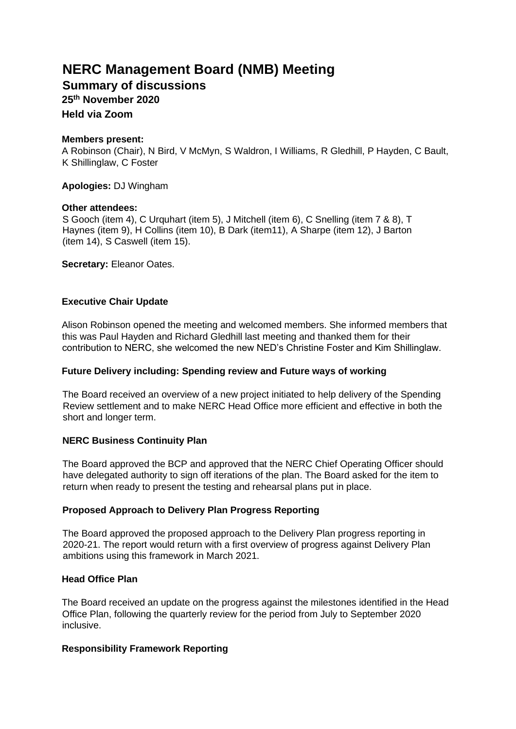# NERC Management Board (NMB) Meeting

## Summary of discussions

### 25th November 2020

### Held via Zoom

**Members present:**

A Robinson (Chair), N Bird, V McMyn, S Waldron, I Williams, R Gledhill, P Hayden, C Bault, K Shillinglaw, C Foster

**Apologies:** DJ Wingham

**Other attendees:**

S Gooch (item 4), C Urquhart (item 5), J Mitchell (item 6), C Snelling (item 7 & 8), T Haynes (item 9), H Collins (item 10), B Dark (item11), A Sharpe (item 12), J Barton (item 14), S Caswell (item 15).

**Secretary:** Eleanor Oates.

#### Executive Chair Update

Alison Robinson opened the meeting and welcomed members. She informed members that this was Paul Hayden and Richard Gledhill last meeting and thanked them for their contribution to NERC, she welcomed the new NED's Christine Foster and Kim Shillinglaw.

#### Future Delivery including: Spending review and Future ways of working

The Board received an overview of a new project initiated to help delivery of the Spending Review settlement and to make NERC Head Office more efficient and effective in both the short and longer term.

#### NERC Business Continuity Plan

The Board approved the BCP and approved that the NERC Chief Operating Officer should have delegated authority to sign off iterations of the plan. The Board asked for the item to return when ready to present the testing and rehearsal plans put in place.

#### Proposed Approach to Delivery Plan Progress Reporting

The Board approved the proposed approach to the Delivery Plan progress reporting in 2020-21. The report would return with a first overview of progress against Delivery Plan ambitions using this framework in March 2021.

#### Head Office Plan

The Board received an update on the progress against the milestones identified in the Head Office Plan, following the quarterly review for the period from July to September 2020 inclusive.

#### Responsibility Framework Reporting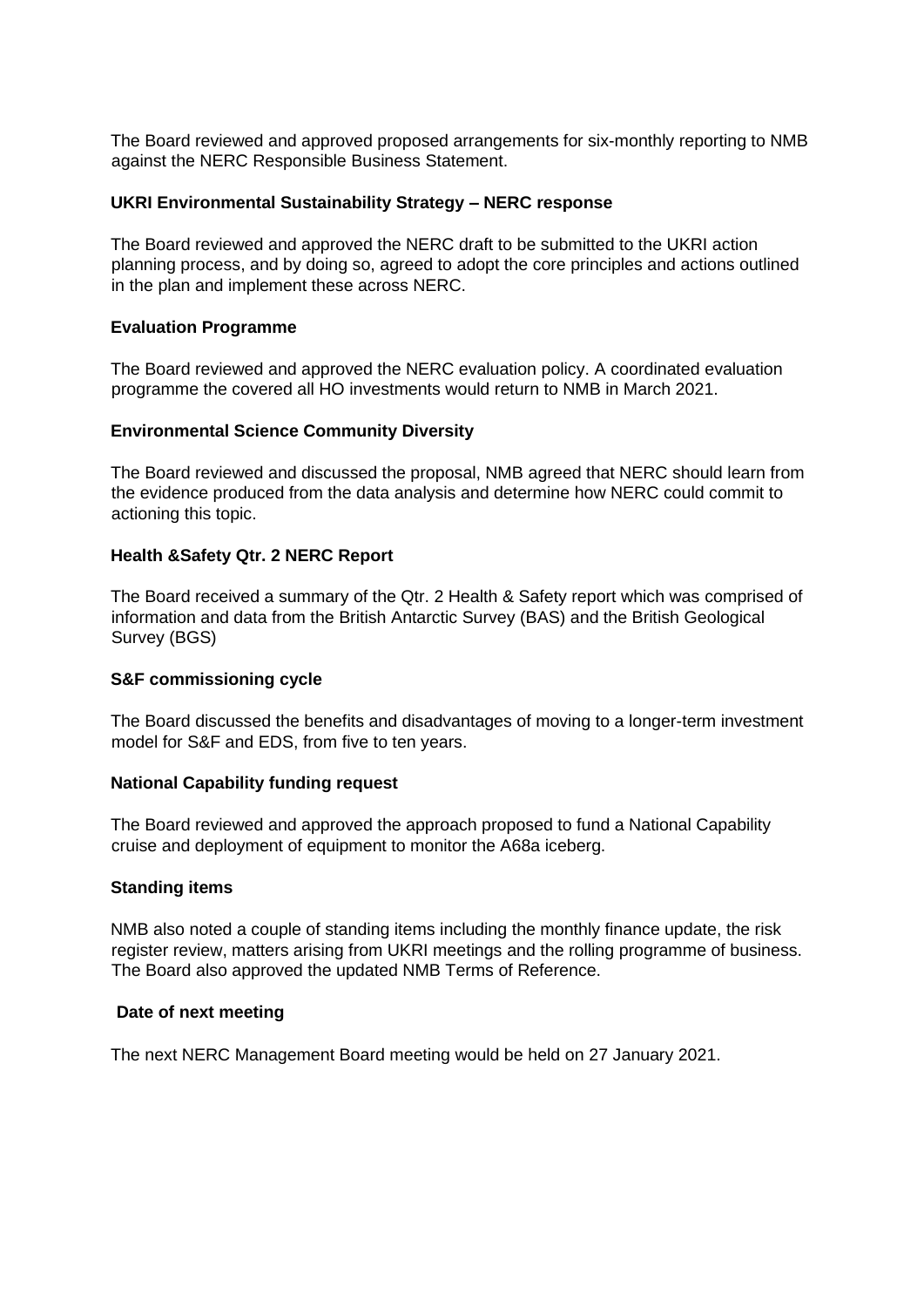The Board reviewed and approved proposed arrangements for six-monthly reporting to NMB against the NERC Responsible Business Statement.

**UKRI Environmental Sustainability Strategy – NERC response**

The Board reviewed and approved the NERC draft to be submitted to the UKRI action planning process, and by doing so, agreed to adopt the core principles and actions outlined in the plan and implement these across NERC.

**Evaluation Programme**

The Board reviewed and approved the NERC evaluation policy. A coordinated evaluation programme the covered all HO investments would return to NMB in March 2021.

**Environmental Science Community Diversity**

The Board reviewed and discussed the proposal, NMB agreed that NERC should learn from the evidence produced from the data analysis and determine how NERC could commit to actioning this topic.

**Health &Safety Qtr. 2 NERC Report**

The Board received a summary of the Qtr. 2 Health & Safety report which was comprised of information and data from the British Antarctic Survey (BAS) and the British Geological Survey (BGS)

**S&F commissioning cycle**

The Board discussed the benefits and disadvantages of moving to a longer-term investment model for S&F and EDS, from five to ten years.

**National Capability funding request**

The Board reviewed and approved the approach proposed to fund a National Capability cruise and deployment of equipment to monitor the A68a iceberg.

**Standing items**

NMB also noted a couple of standing items including the monthly finance update, the risk register review, matters arising from UKRI meetings and the rolling programme of business. The Board also approved the updated NMB Terms of Reference.

**Date of next meeting**

The next NERC Management Board meeting would be held on 27 January 2021.